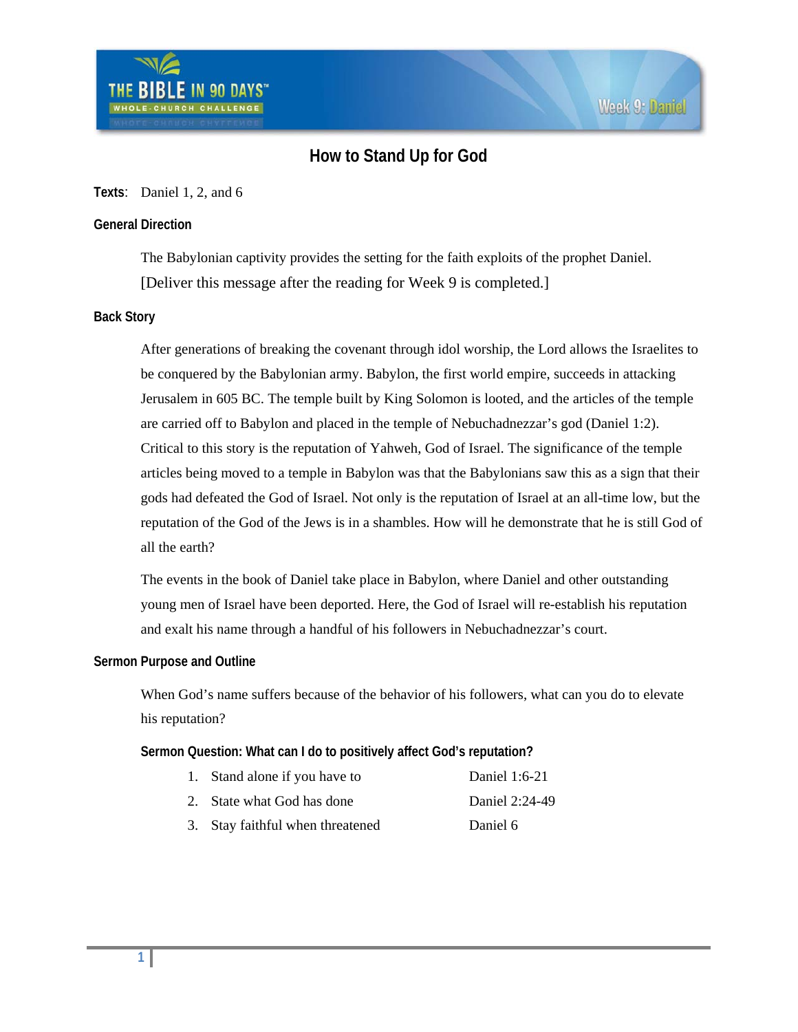# How to Stand Up for God

**Texts**: Daniel 1, 2, and 6

## General Direction

The Babylonian captivity provides the setting for the faith exploits of the prophet Daniel. [Deliver this message after the reading for Week 9 is completed.]

## Back Story

After generations of breaking the covenant through idol worship, the Lord allows the Israelites to be conquered by the Babylonian army. Babylon, the first world empire, succeeds in attacking Jerusalem in 605 BC. The temple built by King Solomon is looted, and the articles of the temple are carried off to Babylon and placed in the temple of Nebuchadnezzar's god (Daniel 1:2). Critical to this story is the reputation of Yahweh, God of Israel. The significance of the temple articles being moved to a temple in Babylon was that the Babylonians saw this as a sign that their gods had defeated the God of Israel. Not only is the reputation of Israel at an all-time low, but the reputation of the God of the Jews is in a shambles. How will he demonstrate that he is still God of all the earth?

The events in the book of Daniel take place in Babylon, where Daniel and other outstanding young men of Israel have been deported. Here, the God of Israel will re-establish his reputation and exalt his name through a handful of his followers in Nebuchadnezzar's court.

## Sermon Purpose and Outline

When God's name suffers because of the behavior of his followers, what can you do to elevate his reputation?

### Sermon Question: What can I do to positively affect God's reputation?

1. Stand alone if you have to — Daniel 1:6-21
2. State what God has done — Daniel 2:24-49
3. Stay faithful when threatened — Daniel 6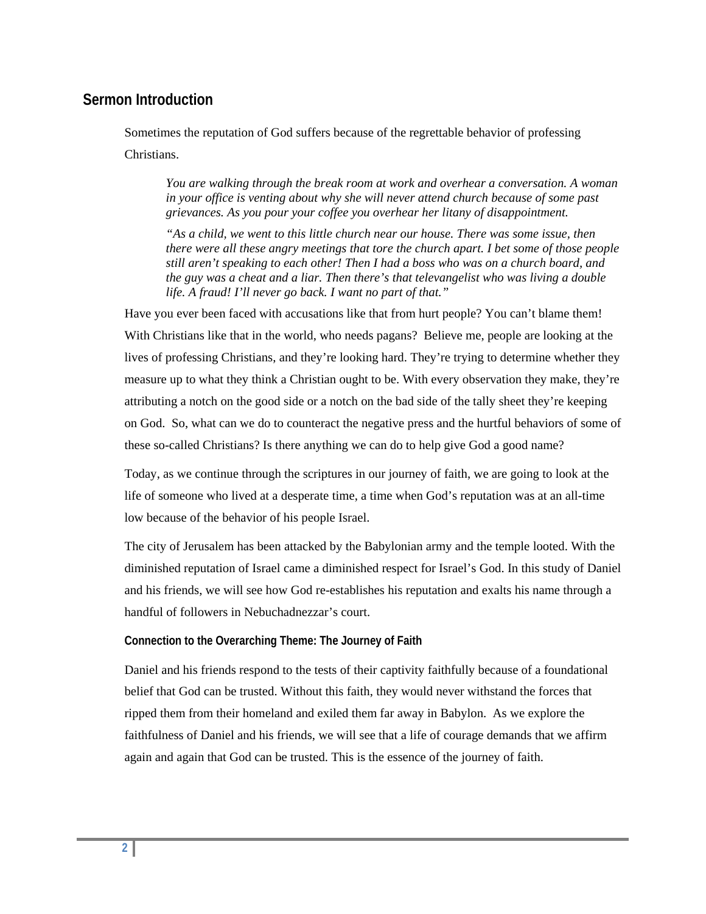## Sermon Introduction

Sometimes the reputation of God suffers because of the regrettable behavior of professing Christians.

> *You are walking through the break room at work and overhear a conversation. A woman in your office is venting about why she will never attend church because of some past grievances. As you pour your coffee you overhear her litany of disappointment.*
>
> *"As a child, we went to this little church near our house. There was some issue, then there were all these angry meetings that tore the church apart. I bet some of those people still aren't speaking to each other! Then I had a boss who was on a church board, and the guy was a cheat and a liar. Then there's that televangelist who was living a double life. A fraud! I'll never go back. I want no part of that."*

Have you ever been faced with accusations like that from hurt people? You can't blame them! With Christians like that in the world, who needs pagans? Believe me, people are looking at the lives of professing Christians, and they're looking hard. They're trying to determine whether they measure up to what they think a Christian ought to be. With every observation they make, they're attributing a notch on the good side or a notch on the bad side of the tally sheet they're keeping on God. So, what can we do to counteract the negative press and the hurtful behaviors of some of these so-called Christians? Is there anything we can do to help give God a good name?

Today, as we continue through the scriptures in our journey of faith, we are going to look at the life of someone who lived at a desperate time, a time when God's reputation was at an all-time low because of the behavior of his people Israel.

The city of Jerusalem has been attacked by the Babylonian army and the temple looted. With the diminished reputation of Israel came a diminished respect for Israel's God. In this study of Daniel and his friends, we will see how God re-establishes his reputation and exalts his name through a handful of followers in Nebuchadnezzar's court.

### Connection to the Overarching Theme: The Journey of Faith

Daniel and his friends respond to the tests of their captivity faithfully because of a foundational belief that God can be trusted. Without this faith, they would never withstand the forces that ripped them from their homeland and exiled them far away in Babylon. As we explore the faithfulness of Daniel and his friends, we will see that a life of courage demands that we affirm again and again that God can be trusted. This is the essence of the journey of faith.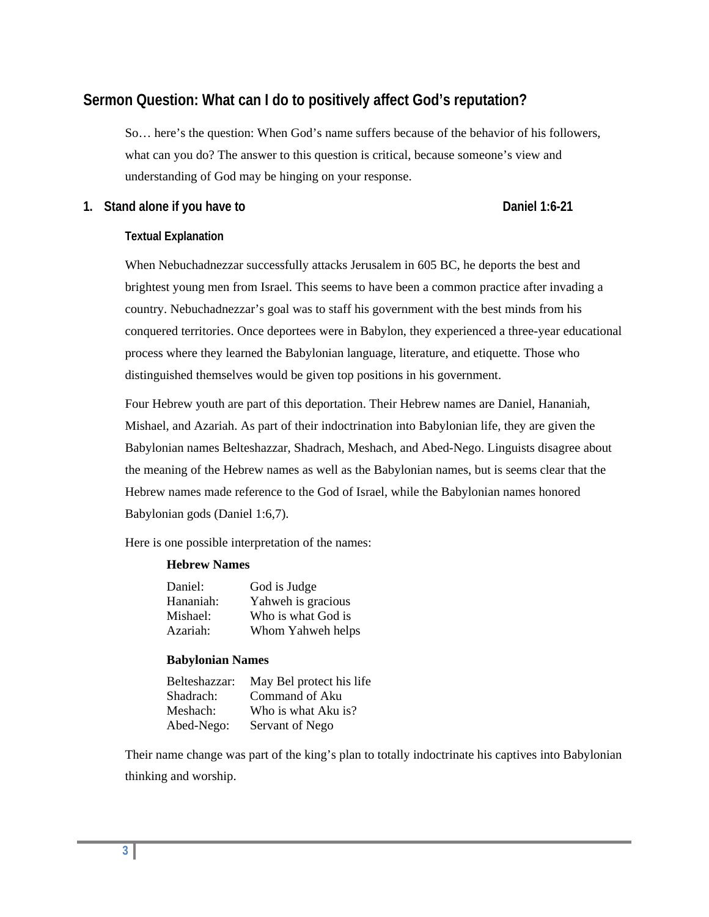## Sermon Question: What can I do to positively affect God's reputation?

So… here's the question: When God's name suffers because of the behavior of his followers, what can you do? The answer to this question is critical, because someone's view and understanding of God may be hinging on your response.

### 1. Stand alone if you have to — Daniel 1:6-21

#### Textual Explanation

When Nebuchadnezzar successfully attacks Jerusalem in 605 BC, he deports the best and brightest young men from Israel. This seems to have been a common practice after invading a country. Nebuchadnezzar's goal was to staff his government with the best minds from his conquered territories. Once deportees were in Babylon, they experienced a three-year educational process where they learned the Babylonian language, literature, and etiquette. Those who distinguished themselves would be given top positions in his government.

Four Hebrew youth are part of this deportation. Their Hebrew names are Daniel, Hananiah, Mishael, and Azariah. As part of their indoctrination into Babylonian life, they are given the Babylonian names Belteshazzar, Shadrach, Meshach, and Abed-Nego. Linguists disagree about the meaning of the Hebrew names as well as the Babylonian names, but is seems clear that the Hebrew names made reference to the God of Israel, while the Babylonian names honored Babylonian gods (Daniel 1:6,7).

Here is one possible interpretation of the names:

**Hebrew Names**

| | |
|---|---|
| Daniel: | God is Judge |
| Hananiah: | Yahweh is gracious |
| Mishael: | Who is what God is |
| Azariah: | Whom Yahweh helps |

**Babylonian Names**

| | |
|---|---|
| Belteshazzar: | May Bel protect his life |
| Shadrach: | Command of Aku |
| Meshach: | Who is what Aku is? |
| Abed-Nego: | Servant of Nego |

Their name change was part of the king's plan to totally indoctrinate his captives into Babylonian thinking and worship.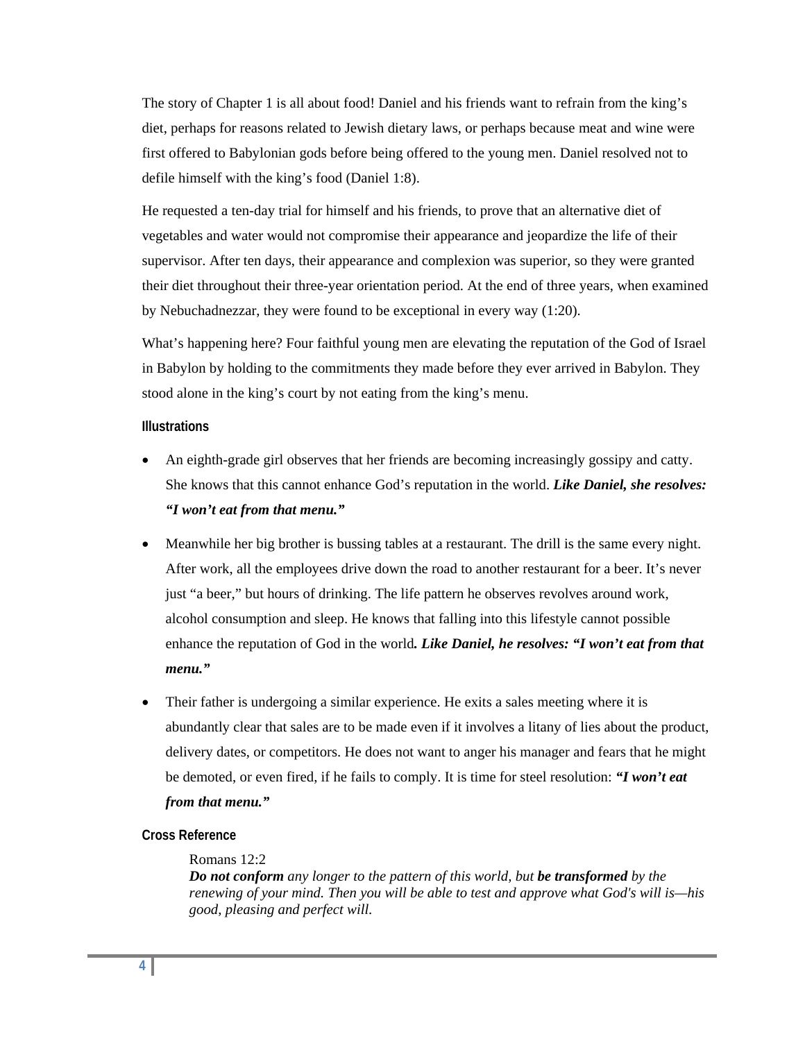The story of Chapter 1 is all about food! Daniel and his friends want to refrain from the king's diet, perhaps for reasons related to Jewish dietary laws, or perhaps because meat and wine were first offered to Babylonian gods before being offered to the young men. Daniel resolved not to defile himself with the king's food (Daniel 1:8).

He requested a ten-day trial for himself and his friends, to prove that an alternative diet of vegetables and water would not compromise their appearance and jeopardize the life of their supervisor. After ten days, their appearance and complexion was superior, so they were granted their diet throughout their three-year orientation period. At the end of three years, when examined by Nebuchadnezzar, they were found to be exceptional in every way (1:20).

What's happening here? Four faithful young men are elevating the reputation of the God of Israel in Babylon by holding to the commitments they made before they ever arrived in Babylon. They stood alone in the king's court by not eating from the king's menu.

#### Illustrations

- An eighth-grade girl observes that her friends are becoming increasingly gossipy and catty. She knows that this cannot enhance God's reputation in the world. ***Like Daniel, she resolves: "I won't eat from that menu."***
- Meanwhile her big brother is bussing tables at a restaurant. The drill is the same every night. After work, all the employees drive down the road to another restaurant for a beer. It's never just "a beer," but hours of drinking. The life pattern he observes revolves around work, alcohol consumption and sleep. He knows that falling into this lifestyle cannot possible enhance the reputation of God in the world***. Like Daniel, he resolves: "I won't eat from that menu."***
- Their father is undergoing a similar experience. He exits a sales meeting where it is abundantly clear that sales are to be made even if it involves a litany of lies about the product, delivery dates, or competitors. He does not want to anger his manager and fears that he might be demoted, or even fired, if he fails to comply. It is time for steel resolution: ***"I won't eat from that menu."***

#### Cross Reference

> Romans 12:2
> ***Do not conform*** *any longer to the pattern of this world, but* ***be transformed*** *by the renewing of your mind. Then you will be able to test and approve what God's will is—his good, pleasing and perfect will.*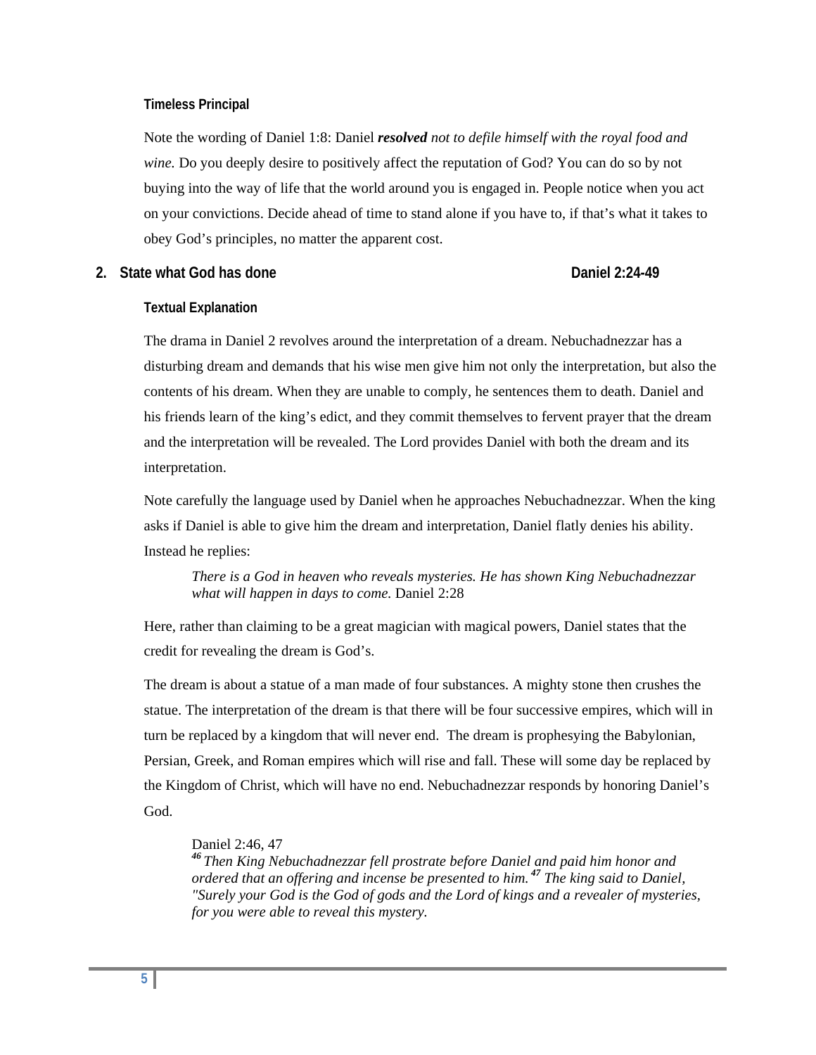#### Timeless Principal

Note the wording of Daniel 1:8: Daniel ***resolved*** *not to defile himself with the royal food and wine.* Do you deeply desire to positively affect the reputation of God? You can do so by not buying into the way of life that the world around you is engaged in. People notice when you act on your convictions. Decide ahead of time to stand alone if you have to, if that's what it takes to obey God's principles, no matter the apparent cost.

### 2. State what God has done — Daniel 2:24-49

#### Textual Explanation

The drama in Daniel 2 revolves around the interpretation of a dream. Nebuchadnezzar has a disturbing dream and demands that his wise men give him not only the interpretation, but also the contents of his dream. When they are unable to comply, he sentences them to death. Daniel and his friends learn of the king's edict, and they commit themselves to fervent prayer that the dream and the interpretation will be revealed. The Lord provides Daniel with both the dream and its interpretation.

Note carefully the language used by Daniel when he approaches Nebuchadnezzar. When the king asks if Daniel is able to give him the dream and interpretation, Daniel flatly denies his ability. Instead he replies:

> *There is a God in heaven who reveals mysteries. He has shown King Nebuchadnezzar what will happen in days to come.* Daniel 2:28

Here, rather than claiming to be a great magician with magical powers, Daniel states that the credit for revealing the dream is God's.

The dream is about a statue of a man made of four substances. A mighty stone then crushes the statue. The interpretation of the dream is that there will be four successive empires, which will in turn be replaced by a kingdom that will never end.  The dream is prophesying the Babylonian, Persian, Greek, and Roman empires which will rise and fall. These will some day be replaced by the Kingdom of Christ, which will have no end. Nebuchadnezzar responds by honoring Daniel's God.

> Daniel 2:46, 47
> ***46*** *Then King Nebuchadnezzar fell prostrate before Daniel and paid him honor and ordered that an offering and incense be presented to him.* ***47*** *The king said to Daniel, "Surely your God is the God of gods and the Lord of kings and a revealer of mysteries, for you were able to reveal this mystery.*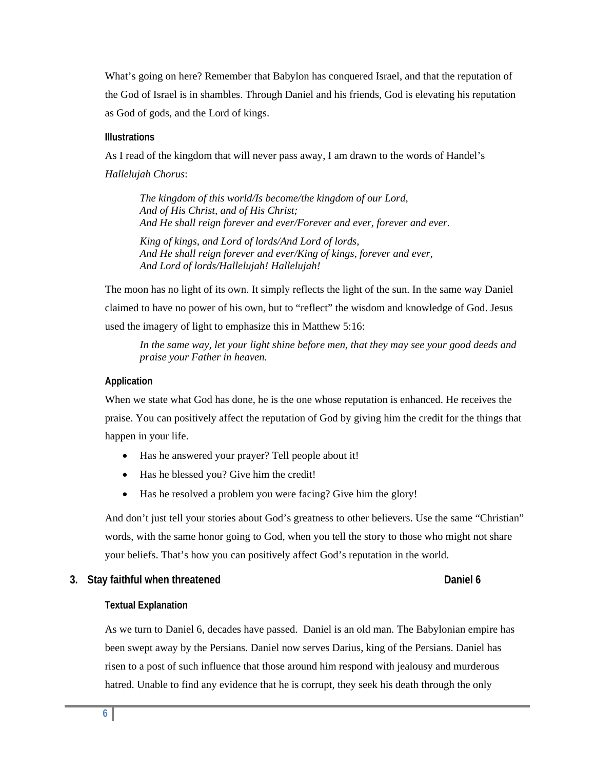What's going on here? Remember that Babylon has conquered Israel, and that the reputation of the God of Israel is in shambles. Through Daniel and his friends, God is elevating his reputation as God of gods, and the Lord of kings.

#### Illustrations

As I read of the kingdom that will never pass away, I am drawn to the words of Handel's *Hallelujah Chorus*:

> *The kingdom of this world/Is become/the kingdom of our Lord,*
> *And of His Christ, and of His Christ;*
> *And He shall reign forever and ever/Forever and ever, forever and ever.*
>
> *King of kings, and Lord of lords/And Lord of lords,*
> *And He shall reign forever and ever/King of kings, forever and ever,*
> *And Lord of lords/Hallelujah! Hallelujah!*

The moon has no light of its own. It simply reflects the light of the sun. In the same way Daniel claimed to have no power of his own, but to "reflect" the wisdom and knowledge of God. Jesus used the imagery of light to emphasize this in Matthew 5:16:

> *In the same way, let your light shine before men, that they may see your good deeds and praise your Father in heaven.*

#### Application

When we state what God has done, he is the one whose reputation is enhanced. He receives the praise. You can positively affect the reputation of God by giving him the credit for the things that happen in your life.

- Has he answered your prayer? Tell people about it!
- Has he blessed you? Give him the credit!
- Has he resolved a problem you were facing? Give him the glory!

And don't just tell your stories about God's greatness to other believers. Use the same "Christian" words, with the same honor going to God, when you tell the story to those who might not share your beliefs. That's how you can positively affect God's reputation in the world.

### 3. Stay faithful when threatened — Daniel 6

#### Textual Explanation

As we turn to Daniel 6, decades have passed. Daniel is an old man. The Babylonian empire has been swept away by the Persians. Daniel now serves Darius, king of the Persians. Daniel has risen to a post of such influence that those around him respond with jealousy and murderous hatred. Unable to find any evidence that he is corrupt, they seek his death through the only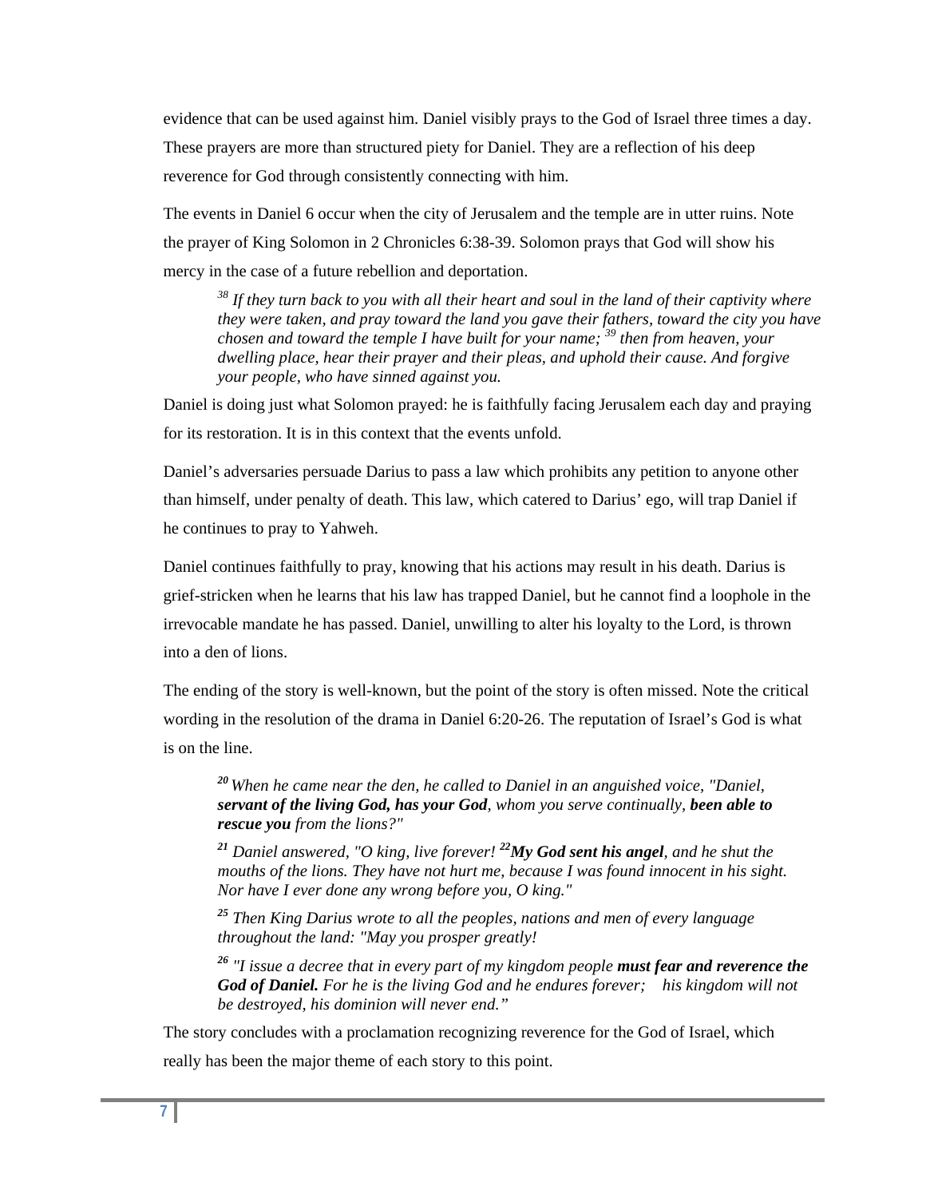evidence that can be used against him. Daniel visibly prays to the God of Israel three times a day. These prayers are more than structured piety for Daniel. They are a reflection of his deep reverence for God through consistently connecting with him.

The events in Daniel 6 occur when the city of Jerusalem and the temple are in utter ruins. Note the prayer of King Solomon in 2 Chronicles 6:38-39. Solomon prays that God will show his mercy in the case of a future rebellion and deportation.

> [38] *If they turn back to you with all their heart and soul in the land of their captivity where they were taken, and pray toward the land you gave their fathers, toward the city you have chosen and toward the temple I have built for your name;* [39] *then from heaven, your dwelling place, hear their prayer and their pleas, and uphold their cause. And forgive your people, who have sinned against you.*

Daniel is doing just what Solomon prayed: he is faithfully facing Jerusalem each day and praying for its restoration. It is in this context that the events unfold.

Daniel's adversaries persuade Darius to pass a law which prohibits any petition to anyone other than himself, under penalty of death. This law, which catered to Darius' ego, will trap Daniel if he continues to pray to Yahweh.

Daniel continues faithfully to pray, knowing that his actions may result in his death. Darius is grief-stricken when he learns that his law has trapped Daniel, but he cannot find a loophole in the irrevocable mandate he has passed. Daniel, unwilling to alter his loyalty to the Lord, is thrown into a den of lions.

The ending of the story is well-known, but the point of the story is often missed. Note the critical wording in the resolution of the drama in Daniel 6:20-26. The reputation of Israel's God is what is on the line.

> **[20]** *When he came near the den, he called to Daniel in an anguished voice, "Daniel,* ***servant of the living God, has your God****, whom you serve continually,* ***been able to rescue you*** *from the lions?"*
>
> **[21]** *Daniel answered, "O king, live forever!* **[22]** ***My God sent his angel****, and he shut the mouths of the lions. They have not hurt me, because I was found innocent in his sight. Nor have I ever done any wrong before you, O king."*
>
> **[25]** *Then King Darius wrote to all the peoples, nations and men of every language throughout the land: "May you prosper greatly!*
>
> **[26]** *"I issue a decree that in every part of my kingdom people* ***must fear and reverence the God of Daniel.*** *For he is the living God and he endures forever; his kingdom will not be destroyed, his dominion will never end."*

The story concludes with a proclamation recognizing reverence for the God of Israel, which really has been the major theme of each story to this point.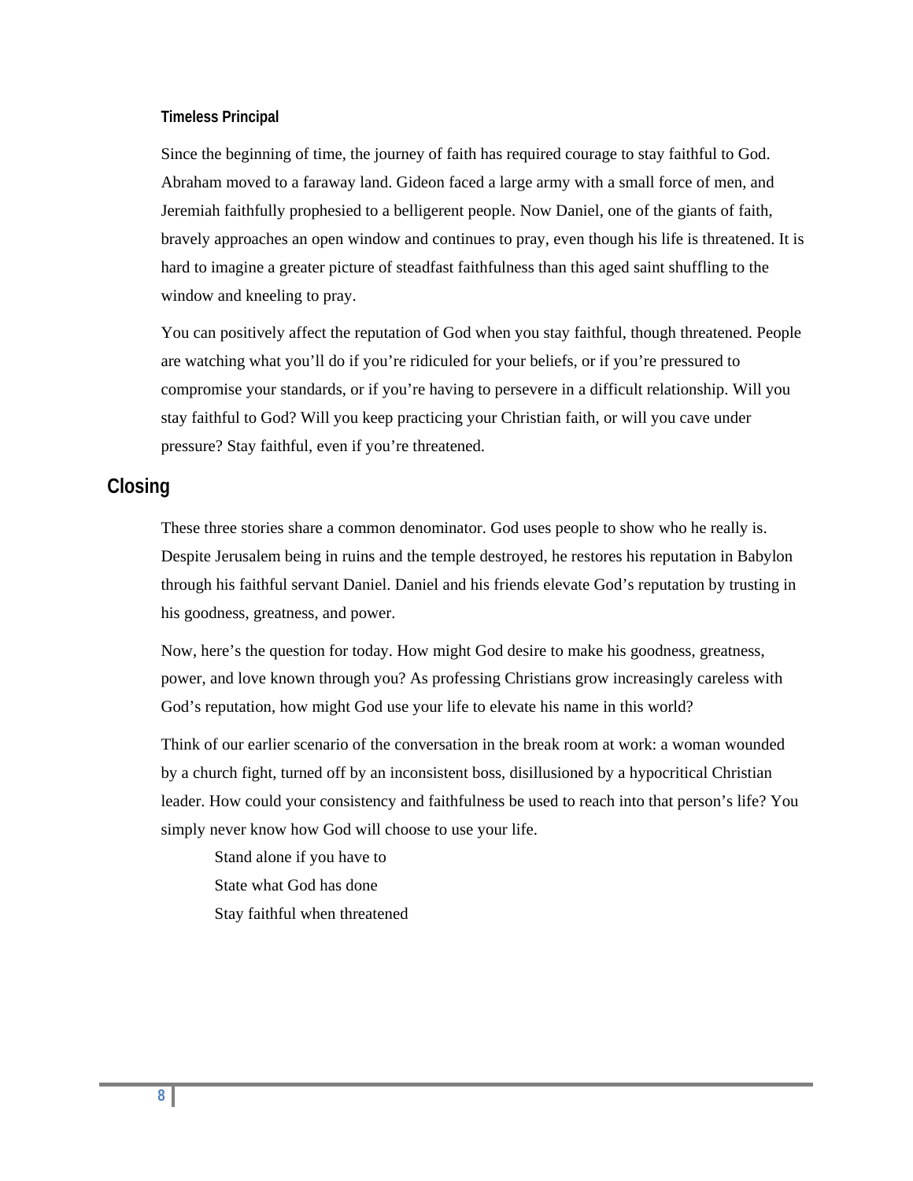#### Timeless Principal

Since the beginning of time, the journey of faith has required courage to stay faithful to God. Abraham moved to a faraway land. Gideon faced a large army with a small force of men, and Jeremiah faithfully prophesied to a belligerent people. Now Daniel, one of the giants of faith, bravely approaches an open window and continues to pray, even though his life is threatened. It is hard to imagine a greater picture of steadfast faithfulness than this aged saint shuffling to the window and kneeling to pray.

You can positively affect the reputation of God when you stay faithful, though threatened. People are watching what you'll do if you're ridiculed for your beliefs, or if you're pressured to compromise your standards, or if you're having to persevere in a difficult relationship. Will you stay faithful to God? Will you keep practicing your Christian faith, or will you cave under pressure? Stay faithful, even if you're threatened.

## Closing

These three stories share a common denominator. God uses people to show who he really is. Despite Jerusalem being in ruins and the temple destroyed, he restores his reputation in Babylon through his faithful servant Daniel. Daniel and his friends elevate God's reputation by trusting in his goodness, greatness, and power.

Now, here's the question for today. How might God desire to make his goodness, greatness, power, and love known through you? As professing Christians grow increasingly careless with God's reputation, how might God use your life to elevate his name in this world?

Think of our earlier scenario of the conversation in the break room at work: a woman wounded by a church fight, turned off by an inconsistent boss, disillusioned by a hypocritical Christian leader. How could your consistency and faithfulness be used to reach into that person's life? You simply never know how God will choose to use your life.

Stand alone if you have to
State what God has done
Stay faithful when threatened